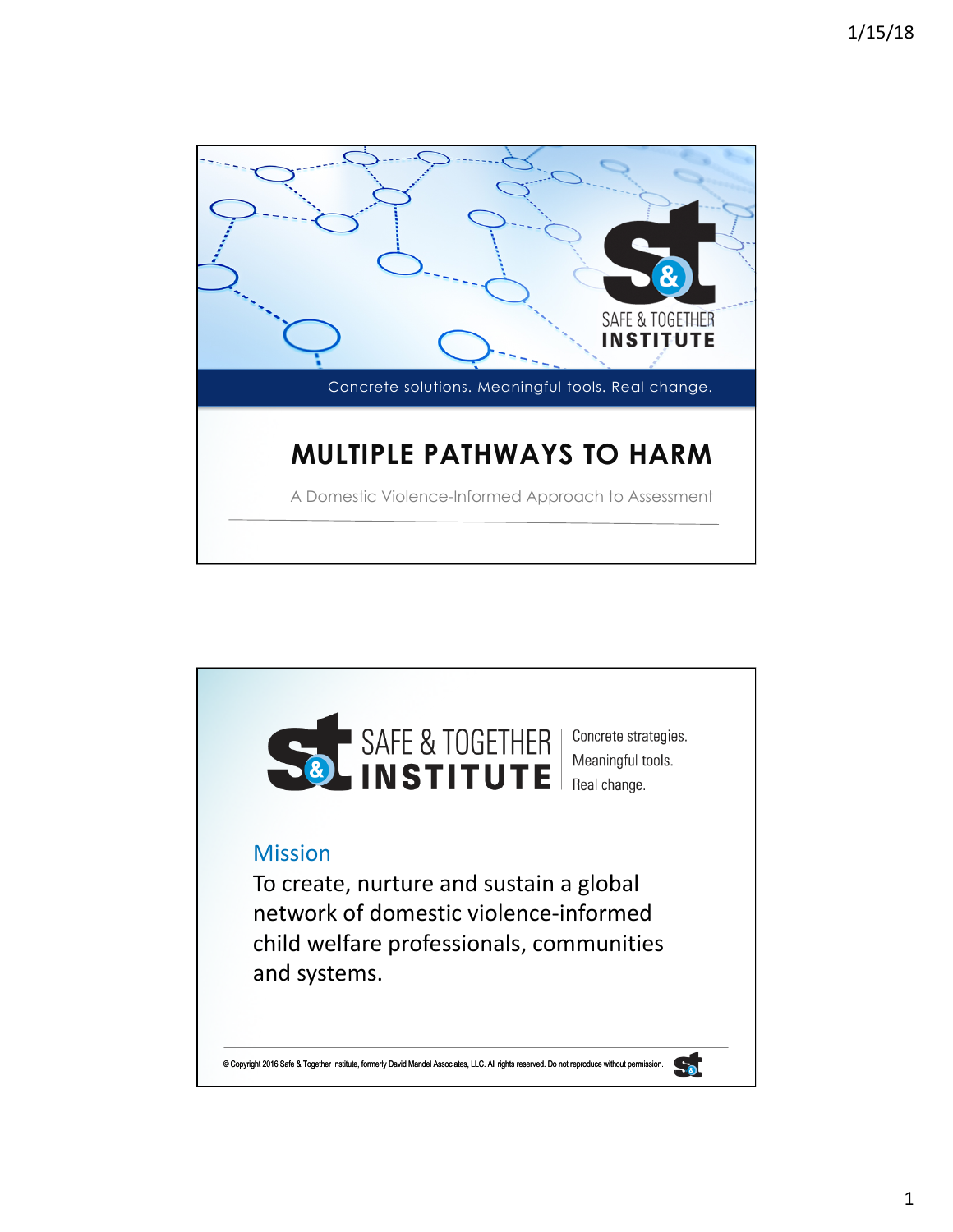SAFE & TOGETHER INSTITUTE

Concrete solutions. Meaningful tools. Real change.

# MULTIPLE PATHWAYS TO HARM

A Domestic Violence-Informed Approach to Assessment

---

SAFE & TOGETHER INSTITUTE

Concrete strategies.
Meaningful tools.
Real change.

## Mission

To create, nurture and sustain a global network of domestic violence-informed child welfare professionals, communities and systems.

© Copyright 2016 Safe & Together Institute, formerly David Mandel Associates, LLC. All rights reserved. Do not reproduce without permission.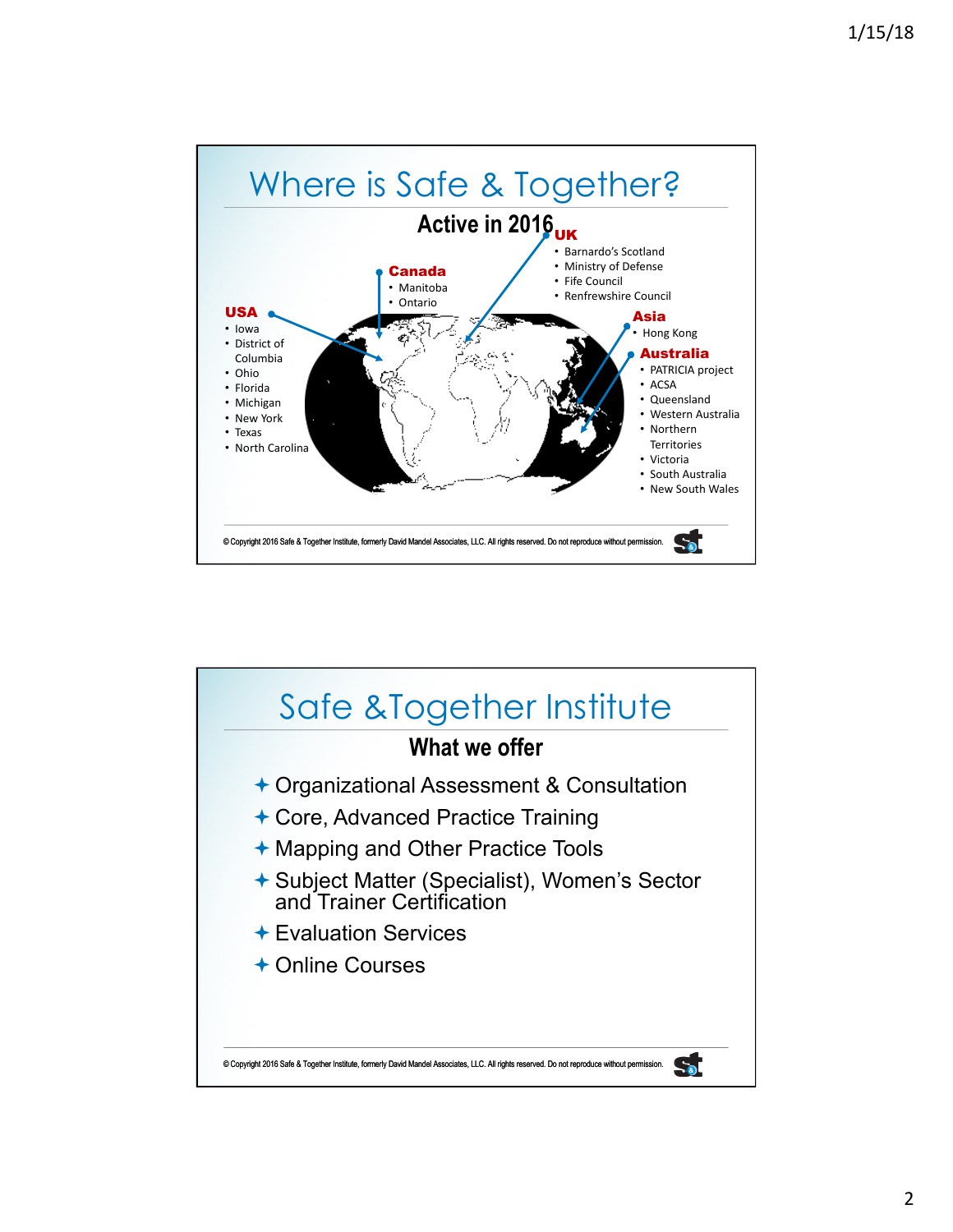## Where is Safe & Together?

### Active in 2016

**USA**
- Iowa
- District of Columbia
- Ohio
- Florida
- Michigan
- New York
- Texas
- North Carolina

**Canada**
- Manitoba
- Ontario

**UK**
- Barnardo's Scotland
- Ministry of Defense
- Fife Council
- Renfrewshire Council

**Asia**
- Hong Kong

**Australia**
- PATRICIA project
- ACSA
- Queensland
- Western Australia
- Northern Territories
- Victoria
- South Australia
- New South Wales

© Copyright 2016 Safe & Together Institute, formerly David Mandel Associates, LLC. All rights reserved. Do not reproduce without permission.

## Safe &Together Institute

### What we offer

- Organizational Assessment & Consultation
- Core, Advanced Practice Training
- Mapping and Other Practice Tools
- Subject Matter (Specialist), Women's Sector and Trainer Certification
- Evaluation Services
- Online Courses

© Copyright 2016 Safe & Together Institute, formerly David Mandel Associates, LLC. All rights reserved. Do not reproduce without permission.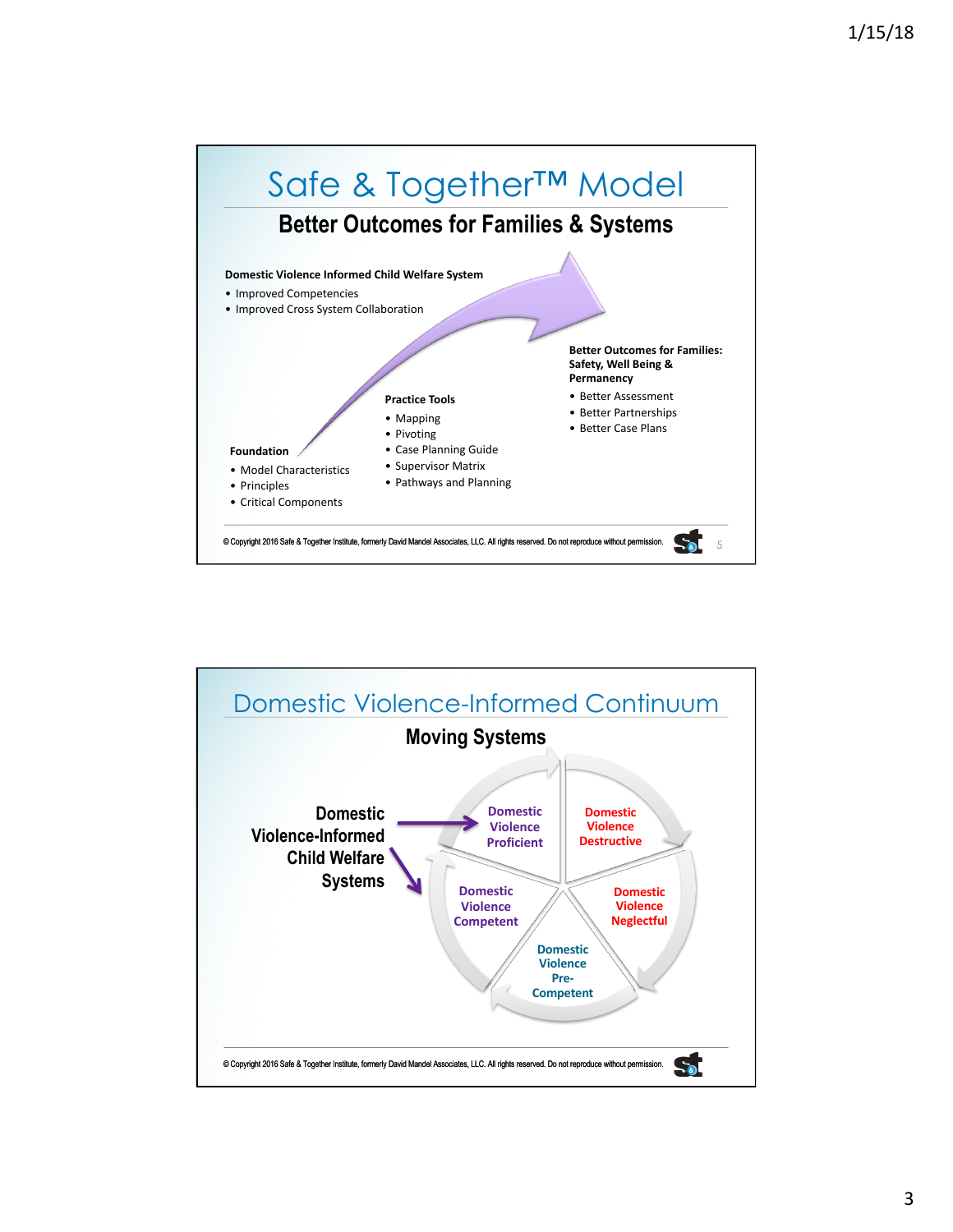# Safe & Together™ Model

## Better Outcomes for Families & Systems

**Domestic Violence Informed Child Welfare System**

- Improved Competencies
- Improved Cross System Collaboration

**Better Outcomes for Families: Safety, Well Being & Permanency**

- Better Assessment
- Better Partnerships
- Better Case Plans

**Practice Tools**

- Mapping
- Pivoting
- Case Planning Guide
- Supervisor Matrix
- Pathways and Planning

**Foundation**

- Model Characteristics
- Principles
- Critical Components

© Copyright 2016 Safe & Together Institute, formerly David Mandel Associates, LLC. All rights reserved. Do not reproduce without permission.

# Domestic Violence-Informed Continuum

## Moving Systems

Domestic Violence-Informed Child Welfare Systems

- Domestic Violence Proficient
- Domestic Violence Destructive
- Domestic Violence Neglectful
- Domestic Violence Pre-Competent
- Domestic Violence Competent

© Copyright 2016 Safe & Together Institute, formerly David Mandel Associates, LLC. All rights reserved. Do not reproduce without permission.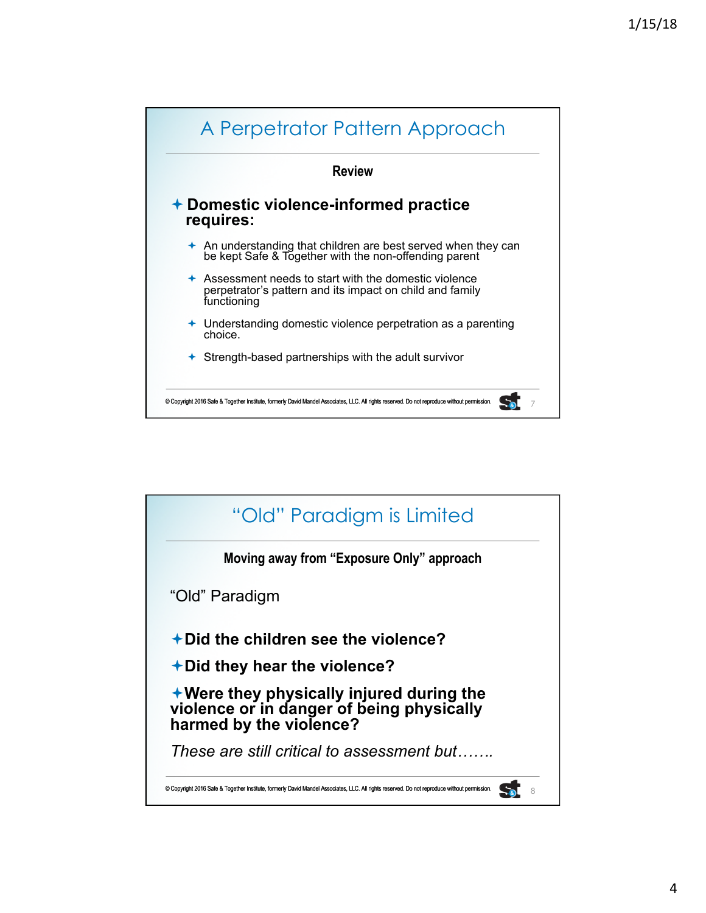## A Perpetrator Pattern Approach

**Review**

- **Domestic violence-informed practice requires:**
  - An understanding that children are best served when they can be kept Safe & Together with the non-offending parent
  - Assessment needs to start with the domestic violence perpetrator's pattern and its impact on child and family functioning
  - Understanding domestic violence perpetration as a parenting choice.
  - Strength-based partnerships with the adult survivor

© Copyright 2016 Safe & Together Institute, formerly David Mandel Associates, LLC. All rights reserved. Do not reproduce without permission.

## "Old" Paradigm is Limited

**Moving away from "Exposure Only" approach**

"Old" Paradigm

- **Did the children see the violence?**
- **Did they hear the violence?**
- **Were they physically injured during the violence or in danger of being physically harmed by the violence?**

*These are still critical to assessment but…….*

© Copyright 2016 Safe & Together Institute, formerly David Mandel Associates, LLC. All rights reserved. Do not reproduce without permission.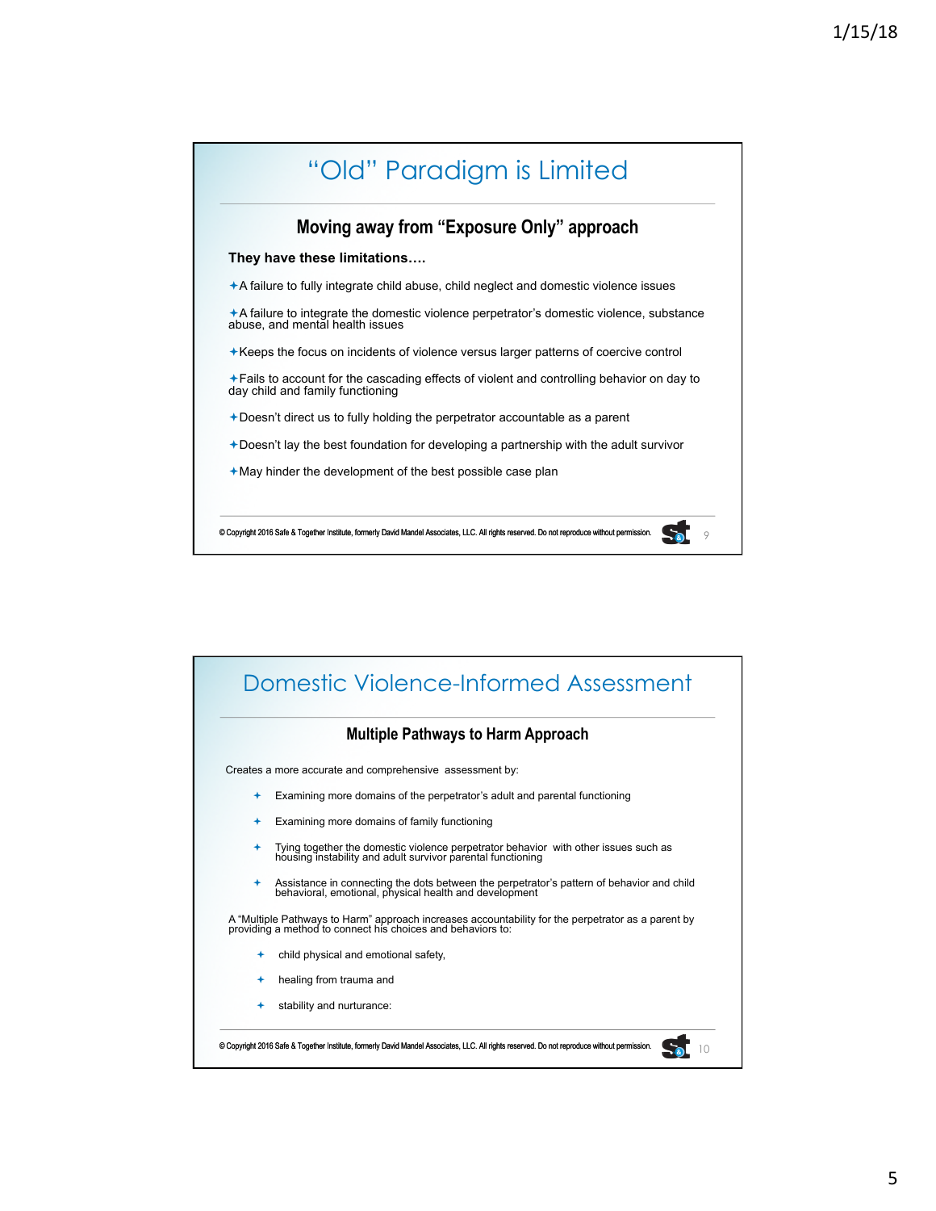## "Old" Paradigm is Limited

### Moving away from "Exposure Only" approach

**They have these limitations….**

- A failure to fully integrate child abuse, child neglect and domestic violence issues
- A failure to integrate the domestic violence perpetrator's domestic violence, substance abuse, and mental health issues
- Keeps the focus on incidents of violence versus larger patterns of coercive control
- Fails to account for the cascading effects of violent and controlling behavior on day to day child and family functioning
- Doesn't direct us to fully holding the perpetrator accountable as a parent
- Doesn't lay the best foundation for developing a partnership with the adult survivor
- May hinder the development of the best possible case plan

© Copyright 2016 Safe & Together Institute, formerly David Mandel Associates, LLC. All rights reserved. Do not reproduce without permission.

## Domestic Violence-Informed Assessment

### Multiple Pathways to Harm Approach

Creates a more accurate and comprehensive assessment by:

- Examining more domains of the perpetrator's adult and parental functioning
- Examining more domains of family functioning
- Tying together the domestic violence perpetrator behavior with other issues such as housing instability and adult survivor parental functioning
- Assistance in connecting the dots between the perpetrator's pattern of behavior and child behavioral, emotional, physical health and development

A "Multiple Pathways to Harm" approach increases accountability for the perpetrator as a parent by providing a method to connect his choices and behaviors to:

- child physical and emotional safety,
- healing from trauma and
- stability and nurturance:

© Copyright 2016 Safe & Together Institute, formerly David Mandel Associates, LLC. All rights reserved. Do not reproduce without permission.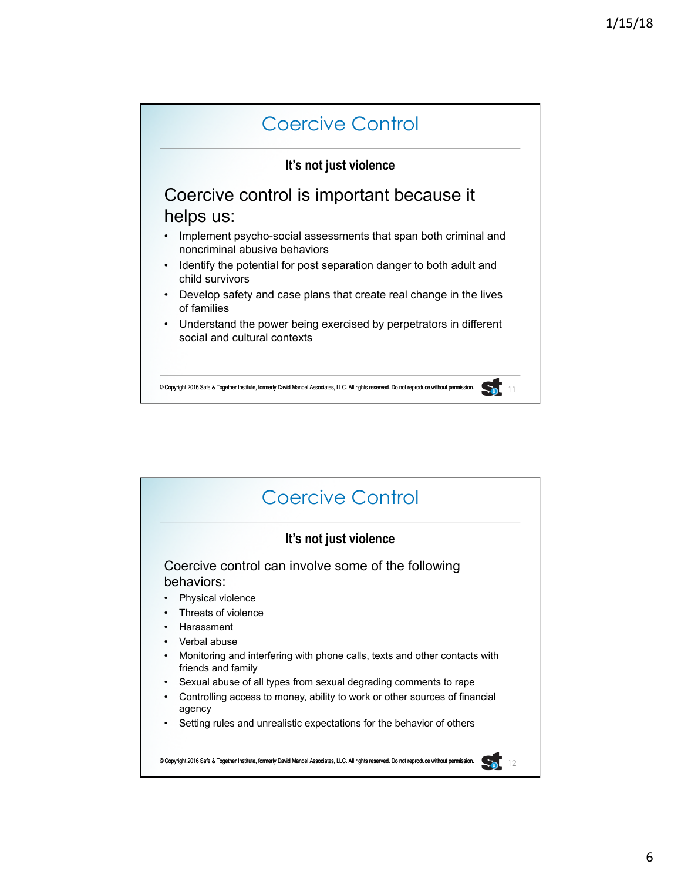## Coercive Control

**It's not just violence**

### Coercive control is important because it helps us:

- Implement psycho-social assessments that span both criminal and noncriminal abusive behaviors
- Identify the potential for post separation danger to both adult and child survivors
- Develop safety and case plans that create real change in the lives of families
- Understand the power being exercised by perpetrators in different social and cultural contexts

© Copyright 2016 Safe & Together Institute, formerly David Mandel Associates, LLC. All rights reserved. Do not reproduce without permission.

## Coercive Control

**It's not just violence**

Coercive control can involve some of the following behaviors:

- Physical violence
- Threats of violence
- Harassment
- Verbal abuse
- Monitoring and interfering with phone calls, texts and other contacts with friends and family
- Sexual abuse of all types from sexual degrading comments to rape
- Controlling access to money, ability to work or other sources of financial agency
- Setting rules and unrealistic expectations for the behavior of others

© Copyright 2016 Safe & Together Institute, formerly David Mandel Associates, LLC. All rights reserved. Do not reproduce without permission.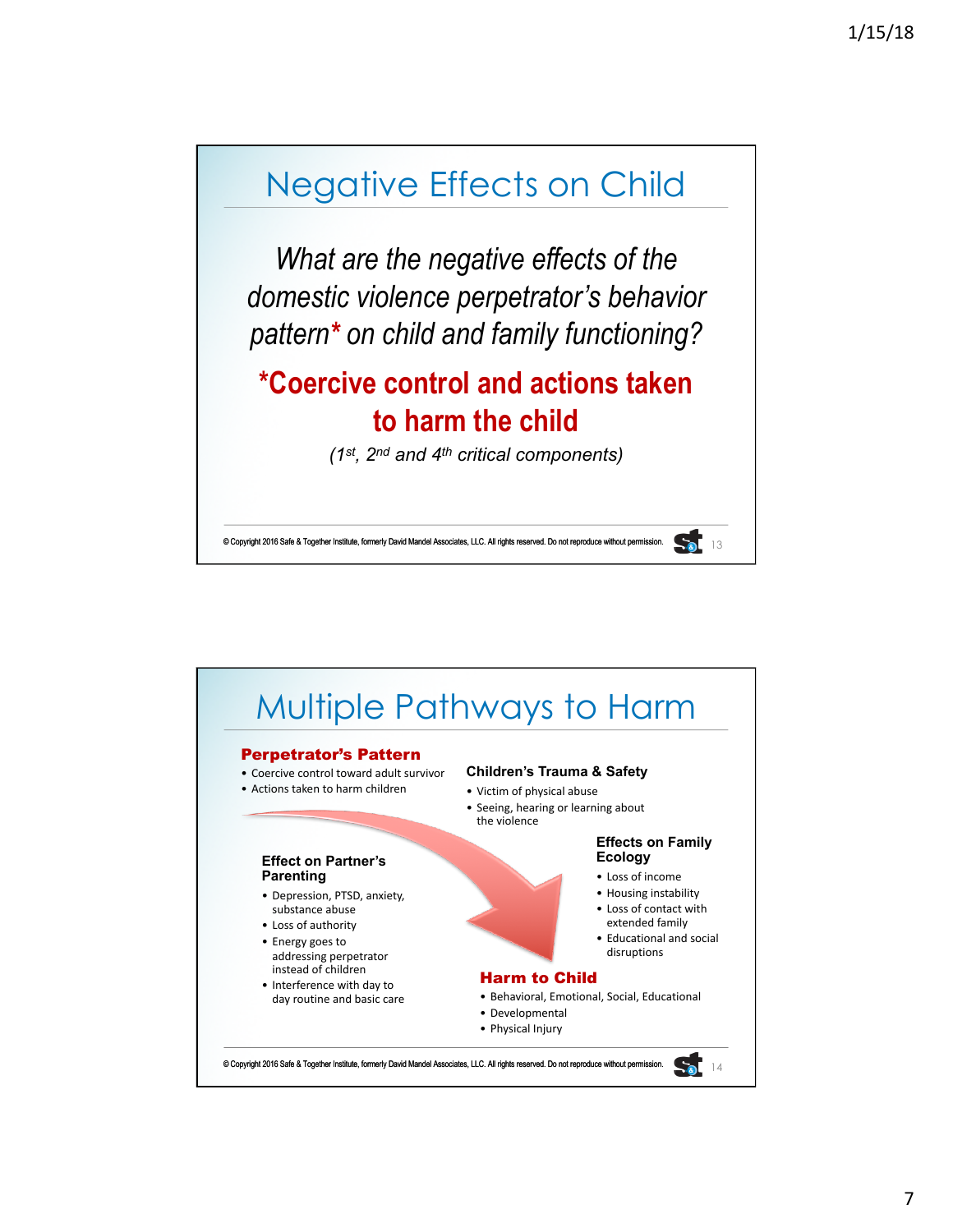# Negative Effects on Child

*What are the negative effects of the domestic violence perpetrator's behavior pattern\* on child and family functioning?*

**\*Coercive control and actions taken to harm the child**

*(1st, 2nd and 4th critical components)*

© Copyright 2016 Safe & Together Institute, formerly David Mandel Associates, LLC. All rights reserved. Do not reproduce without permission.

# Multiple Pathways to Harm

**Perpetrator's Pattern**

- Coercive control toward adult survivor
- Actions taken to harm children

**Children's Trauma & Safety**

- Victim of physical abuse
- Seeing, hearing or learning about the violence

**Effect on Partner's Parenting**

- Depression, PTSD, anxiety, substance abuse
- Loss of authority
- Energy goes to addressing perpetrator instead of children
- Interference with day to day routine and basic care

**Effects on Family Ecology**

- Loss of income
- Housing instability
- Loss of contact with extended family
- Educational and social disruptions

**Harm to Child**

- Behavioral, Emotional, Social, Educational
- Developmental
- Physical Injury

© Copyright 2016 Safe & Together Institute, formerly David Mandel Associates, LLC. All rights reserved. Do not reproduce without permission.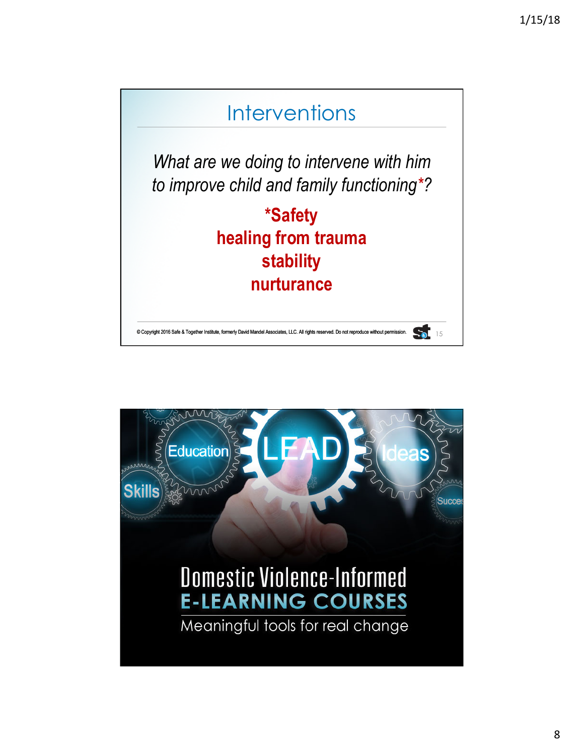## Interventions

*What are we doing to intervene with him to improve child and family functioning*?*

**\*Safety**
**healing from trauma**
**stability**
**nurturance**

© Copyright 2016 Safe & Together Institute, formerly David Mandel Associates, LLC. All rights reserved. Do not reproduce without permission.

Education LEAD Ideas Skills Succe

Domestic Violence-Informed
**E-LEARNING COURSES**
Meaningful tools for real change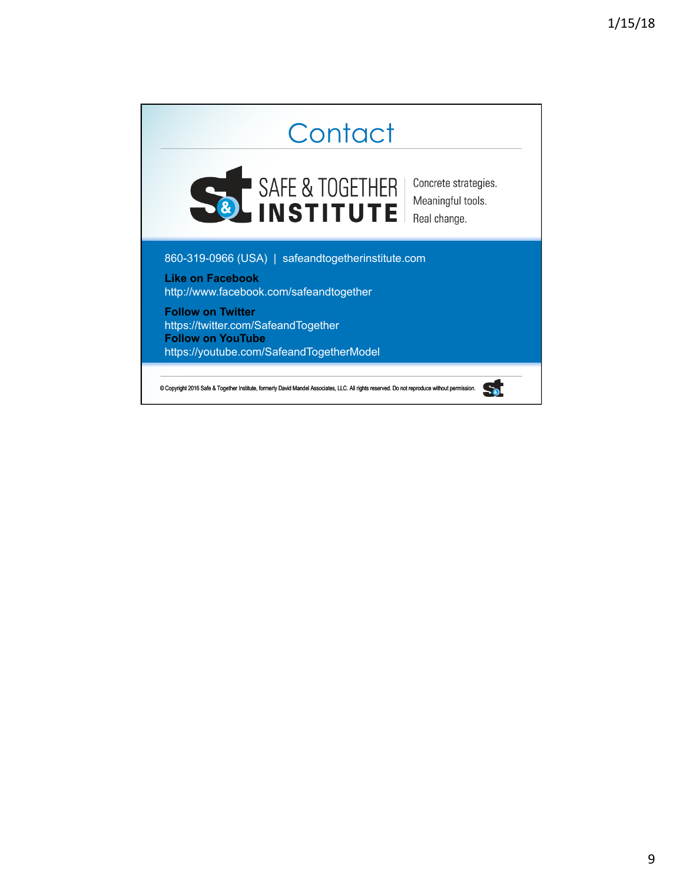# Contact

SAFE & TOGETHER INSTITUTE

Concrete strategies.
Meaningful tools.
Real change.

860-319-0966 (USA) | safeandtogetherinstitute.com

**Like on Facebook**
http://www.facebook.com/safeandtogether

**Follow on Twitter**
https://twitter.com/SafeandTogether
**Follow on YouTube**
https://youtube.com/SafeandTogetherModel

© Copyright 2016 Safe & Together Institute, formerly David Mandel Associates, LLC. All rights reserved. Do not reproduce without permission.